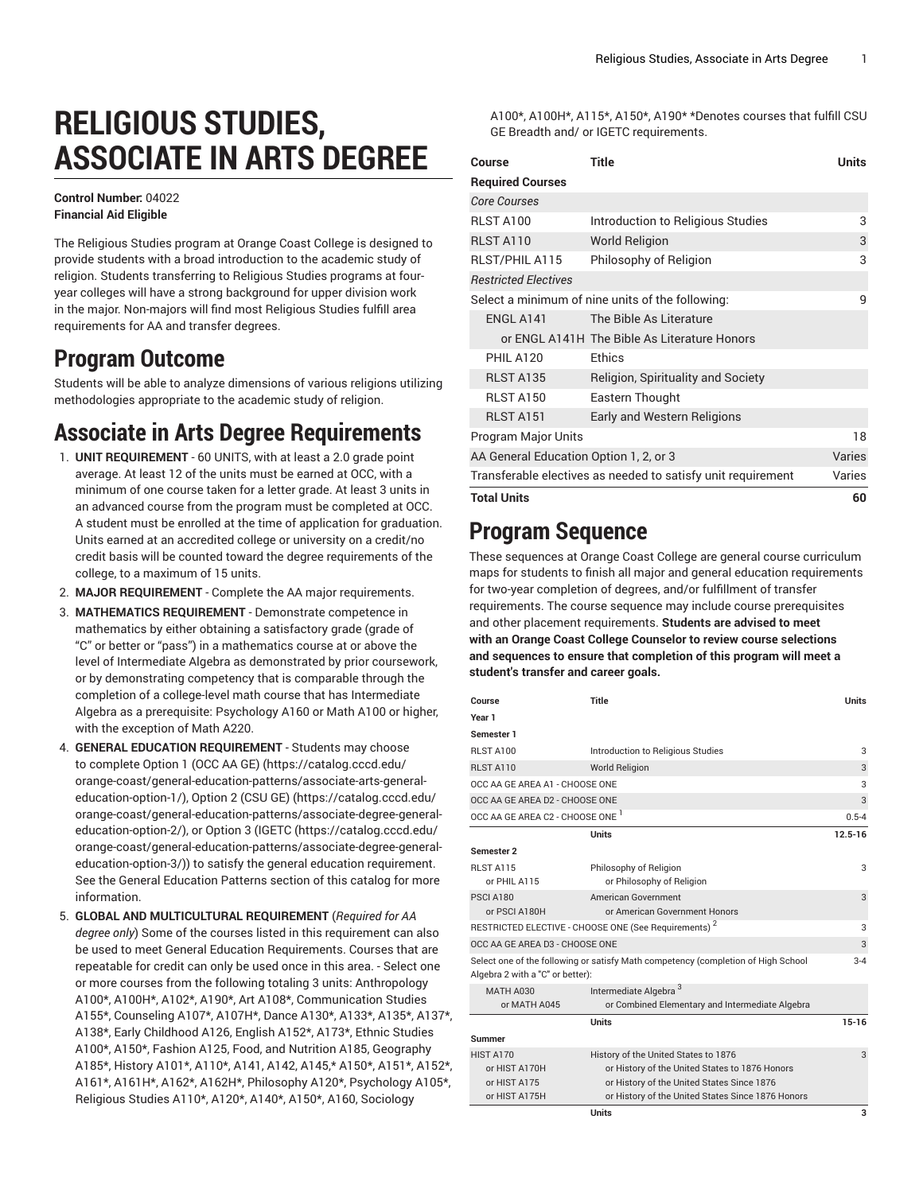# RELIGIOUS STUDIES, ASSOCIATE IN ARTS DEGREE

**Control Number:** 04022
**Financial Aid Eligible**

The Religious Studies program at Orange Coast College is designed to provide students with a broad introduction to the academic study of religion. Students transferring to Religious Studies programs at four-year colleges will have a strong background for upper division work in the major. Non-majors will find most Religious Studies fulfill area requirements for AA and transfer degrees.

## Program Outcome

Students will be able to analyze dimensions of various religions utilizing methodologies appropriate to the academic study of religion.

## Associate in Arts Degree Requirements

1. **UNIT REQUIREMENT** - 60 UNITS, with at least a 2.0 grade point average. At least 12 of the units must be earned at OCC, with a minimum of one course taken for a letter grade. At least 3 units in an advanced course from the program must be completed at OCC. A student must be enrolled at the time of application for graduation. Units earned at an accredited college or university on a credit/no credit basis will be counted toward the degree requirements of the college, to a maximum of 15 units.
2. **MAJOR REQUIREMENT** - Complete the AA major requirements.
3. **MATHEMATICS REQUIREMENT** - Demonstrate competence in mathematics by either obtaining a satisfactory grade (grade of "C" or better or "pass") in a mathematics course at or above the level of Intermediate Algebra as demonstrated by prior coursework, or by demonstrating competency that is comparable through the completion of a college-level math course that has Intermediate Algebra as a prerequisite: Psychology A160 or Math A100 or higher, with the exception of Math A220.
4. **GENERAL EDUCATION REQUIREMENT** - Students may choose to complete Option 1 (OCC AA GE) (https://catalog.cccd.edu/orange-coast/general-education-patterns/associate-arts-general-education-option-1/), Option 2 (CSU GE) (https://catalog.cccd.edu/orange-coast/general-education-patterns/associate-degree-general-education-option-2/), or Option 3 (IGETC (https://catalog.cccd.edu/orange-coast/general-education-patterns/associate-degree-general-education-option-3/)) to satisfy the general education requirement. See the General Education Patterns section of this catalog for more information.
5. **GLOBAL AND MULTICULTURAL REQUIREMENT** (*Required for AA degree only*) Some of the courses listed in this requirement can also be used to meet General Education Requirements. Courses that are repeatable for credit can only be used once in this area. - Select one or more courses from the following totaling 3 units: Anthropology A100*, A100H*, A102*, A190*, Art A108*, Communication Studies A155*, Counseling A107*, A107H*, Dance A130*, A133*, A135*, A137*, A138*, Early Childhood A126, English A152*, A173*, Ethnic Studies A100*, A150*, Fashion A125, Food, and Nutrition A185, Geography A185*, History A101*, A110*, A141, A142, A145,* A150*, A151*, A152*, A161*, A161H*, A162*, A162H*, Philosophy A120*, Psychology A105*, Religious Studies A110*, A120*, A140*, A150*, A160, Sociology A100*, A100H*, A115*, A150*, A190* *Denotes courses that fulfill CSU GE Breadth and/ or IGETC requirements.

| Course | Title | Units |
|---|---|---|
| **Required Courses** | | |
| *Core Courses* | | |
| RLST A100 | Introduction to Religious Studies | 3 |
| RLST A110 | World Religion | 3 |
| RLST/PHIL A115 | Philosophy of Religion | 3 |
| *Restricted Electives* | | |
| Select a minimum of nine units of the following: | | 9 |
| ENGL A141 | The Bible As Literature | |
| or ENGL A141H | The Bible As Literature Honors | |
| PHIL A120 | Ethics | |
| RLST A135 | Religion, Spirituality and Society | |
| RLST A150 | Eastern Thought | |
| RLST A151 | Early and Western Religions | |
| Program Major Units | | 18 |
| AA General Education Option 1, 2, or 3 | | Varies |
| Transferable electives as needed to satisfy unit requirement | | Varies |
| **Total Units** | | **60** |

## Program Sequence

These sequences at Orange Coast College are general course curriculum maps for students to finish all major and general education requirements for two-year completion of degrees, and/or fulfillment of transfer requirements. The course sequence may include course prerequisites and other placement requirements. **Students are advised to meet with an Orange Coast College Counselor to review course selections and sequences to ensure that completion of this program will meet a student's transfer and career goals.**

| Course | Title | Units |
|---|---|---|
| **Year 1** | | |
| **Semester 1** | | |
| RLST A100 | Introduction to Religious Studies | 3 |
| RLST A110 | World Religion | 3 |
| OCC AA GE AREA A1 - CHOOSE ONE | | 3 |
| OCC AA GE AREA D2 - CHOOSE ONE | | 3 |
| OCC AA GE AREA C2 - CHOOSE ONE [1] | | 0.5-4 |
| | **Units** | **12.5-16** |
| **Semester 2** | | |
| RLST A115<br>or PHIL A115 | Philosophy of Religion<br>or Philosophy of Religion | 3 |
| PSCI A180<br>or PSCI A180H | American Government<br>or American Government Honors | 3 |
| RESTRICTED ELECTIVE - CHOOSE ONE (See Requirements) [2] | | 3 |
| OCC AA GE AREA D3 - CHOOSE ONE | | 3 |
| Select one of the following or satisfy Math competency (completion of High School Algebra 2 with a "C" or better): | | 3-4 |
| MATH A030<br>or MATH A045 | Intermediate Algebra [3]<br>or Combined Elementary and Intermediate Algebra | |
| | **Units** | **15-16** |
| **Summer** | | |
| HIST A170<br>or HIST A170H<br>or HIST A175<br>or HIST A175H | History of the United States to 1876<br>or History of the United States to 1876 Honors<br>or History of the United States Since 1876<br>or History of the United States Since 1876 Honors | 3 |
| | **Units** | **3** |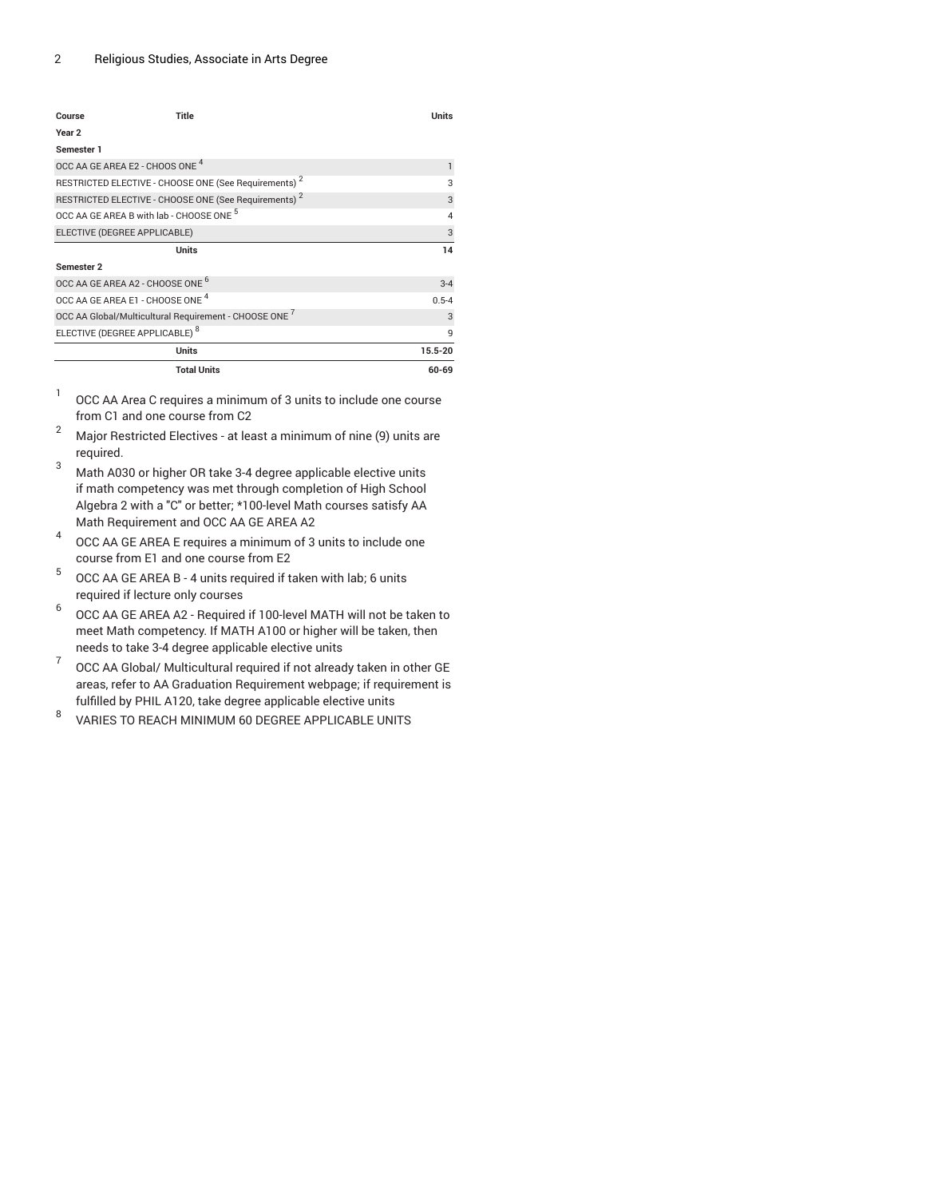| Course | Title | Units |
|---|---|---|
| **Year 2** | | |
| **Semester 1** | | |
| OCC AA GE AREA E2 - CHOOS ONE [4] | | 1 |
| RESTRICTED ELECTIVE - CHOOSE ONE (See Requirements) [2] | | 3 |
| RESTRICTED ELECTIVE - CHOOSE ONE (See Requirements) [2] | | 3 |
| OCC AA GE AREA B with lab - CHOOSE ONE [5] | | 4 |
| ELECTIVE (DEGREE APPLICABLE) | | 3 |
| | **Units** | **14** |
| **Semester 2** | | |
| OCC AA GE AREA A2 - CHOOSE ONE [6] | | 3-4 |
| OCC AA GE AREA E1 - CHOOSE ONE [4] | | 0.5-4 |
| OCC AA Global/Multicultural Requirement - CHOOSE ONE [7] | | 3 |
| ELECTIVE (DEGREE APPLICABLE) [8] | | 9 |
| | **Units** | **15.5-20** |
| | **Total Units** | **60-69** |

1. OCC AA Area C requires a minimum of 3 units to include one course from C1 and one course from C2
2. Major Restricted Electives - at least a minimum of nine (9) units are required.
3. Math A030 or higher OR take 3-4 degree applicable elective units if math competency was met through completion of High School Algebra 2 with a "C" or better; *100-level Math courses satisfy AA Math Requirement and OCC AA GE AREA A2
4. OCC AA GE AREA E requires a minimum of 3 units to include one course from E1 and one course from E2
5. OCC AA GE AREA B - 4 units required if taken with lab; 6 units required if lecture only courses
6. OCC AA GE AREA A2 - Required if 100-level MATH will not be taken to meet Math competency. If MATH A100 or higher will be taken, then needs to take 3-4 degree applicable elective units
7. OCC AA Global/ Multicultural required if not already taken in other GE areas, refer to AA Graduation Requirement webpage; if requirement is fulfilled by PHIL A120, take degree applicable elective units
8. VARIES TO REACH MINIMUM 60 DEGREE APPLICABLE UNITS